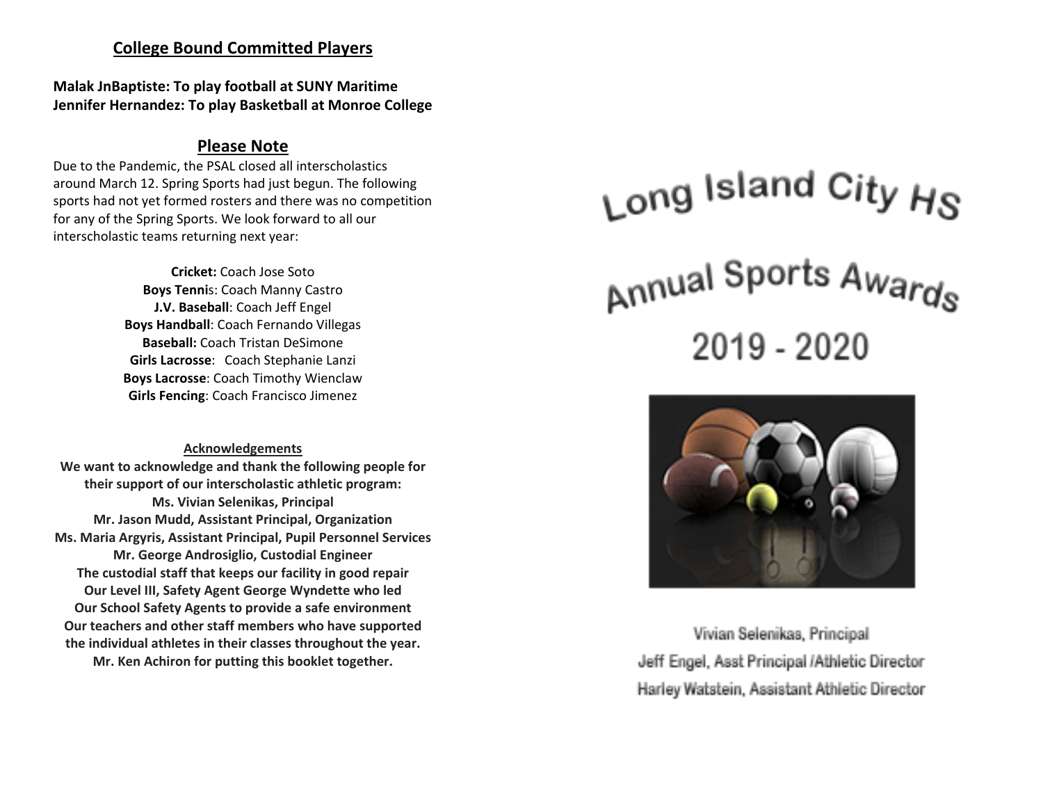## College Bound Committed Players

**Malak JnBaptiste: To play football at SUNY Maritime**
**Jennifer Hernandez: To play Basketball at Monroe College**

## Please Note

Due to the Pandemic, the PSAL closed all interscholastics around March 12. Spring Sports had just begun. The following sports had not yet formed rosters and there was no competition for any of the Spring Sports. We look forward to all our interscholastic teams returning next year:

**Cricket:** Coach Jose Soto
**Boys Tennis**: Coach Manny Castro
**J.V. Baseball**: Coach Jeff Engel
**Boys Handball**: Coach Fernando Villegas
**Baseball:** Coach Tristan DeSimone
**Girls Lacrosse**: Coach Stephanie Lanzi
**Boys Lacrosse**: Coach Timothy Wienclaw
**Girls Fencing**: Coach Francisco Jimenez

### Acknowledgements

**We want to acknowledge and thank the following people for their support of our interscholastic athletic program:**
**Ms. Vivian Selenikas, Principal**
**Mr. Jason Mudd, Assistant Principal, Organization**
**Ms. Maria Argyris, Assistant Principal, Pupil Personnel Services**
**Mr. George Androsiglio, Custodial Engineer**
**The custodial staff that keeps our facility in good repair**
**Our Level III, Safety Agent George Wyndette who led**
**Our School Safety Agents to provide a safe environment**
**Our teachers and other staff members who have supported the individual athletes in their classes throughout the year.**
**Mr. Ken Achiron for putting this booklet together.**

# Long Island City HS

# Annual Sports Awards

# 2019 - 2020

Vivian Selenikas, Principal
Jeff Engel, Asst Principal /Athletic Director
Harley Watstein, Assistant Athletic Director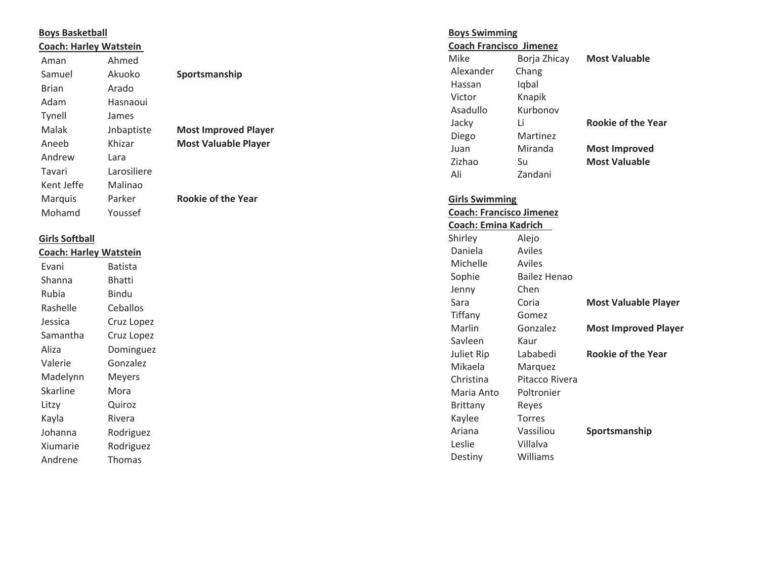**Boys Basketball**

**Coach: Harley Watstein**

| First Name | Last Name | Award |
|---|---|---|
| Aman | Ahmed | |
| Samuel | Akuoko | **Sportsmanship** |
| Brian | Arado | |
| Adam | Hasnaoui | |
| Tynell | James | |
| Malak | Jnbaptiste | **Most Improved Player** |
| Aneeb | Khizar | **Most Valuable Player** |
| Andrew | Lara | |
| Tavari | Larosiliere | |
| Kent Jeffe | Malinao | |
| Marquis | Parker | **Rookie of the Year** |
| Mohamd | Youssef | |

**Girls Softball**

**Coach: Harley Watstein**

| First Name | Last Name |
|---|---|
| Evani | Batista |
| Shanna | Bhatti |
| Rubia | Bindu |
| Rashelle | Ceballos |
| Jessica | Cruz Lopez |
| Samantha | Cruz Lopez |
| Aliza | Dominguez |
| Valerie | Gonzalez |
| Madelynn | Meyers |
| Skarline | Mora |
| Litzy | Quiroz |
| Kayla | Rivera |
| Johanna | Rodriguez |
| Xiumarie | Rodriguez |
| Andrene | Thomas |

**Boys Swimming**

**Coach Francisco Jimenez**

| First Name | Last Name | Award |
|---|---|---|
| Mike | Borja Zhicay | **Most Valuable** |
| Alexander | Chang | |
| Hassan | Iqbal | |
| Victor | Knapik | |
| Asadullo | Kurbonov | |
| Jacky | Li | **Rookie of the Year** |
| Diego | Martinez | |
| Juan | Miranda | **Most Improved** |
| Zizhao | Su | **Most Valuable** |
| Ali | Zandani | |

**Girls Swimming**

**Coach: Francisco Jimenez**

**Coach: Emina Kadrich**

| First Name | Last Name | Award |
|---|---|---|
| Shirley | Alejo | |
| Daniela | Aviles | |
| Michelle | Aviles | |
| Sophie | Bailez Henao | |
| Jenny | Chen | |
| Sara | Coria | **Most Valuable Player** |
| Tiffany | Gomez | |
| Marlin | Gonzalez | **Most Improved Player** |
| Savleen | Kaur | |
| Juliet Rip | Lababedi | **Rookie of the Year** |
| Mikaela | Marquez | |
| Christina | Pitacco Rivera | |
| Maria Anto | Poltronier | |
| Brittany | Reyes | |
| Kaylee | Torres | |
| Ariana | Vassiliou | **Sportsmanship** |
| Leslie | Villalva | |
| Destiny | Williams | |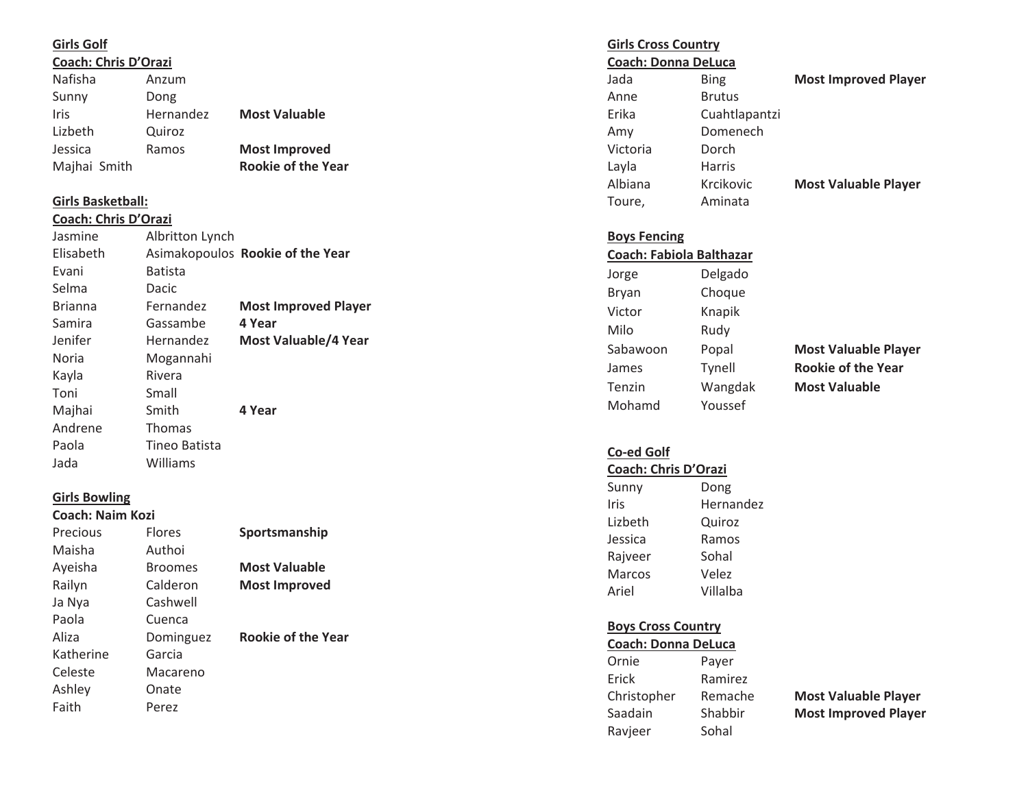**Girls Golf**

**Coach: Chris D'Orazi**

| First | Last | Award |
|---|---|---|
| Nafisha | Anzum | |
| Sunny | Dong | |
| Iris | Hernandez | **Most Valuable** |
| Lizbeth | Quiroz | |
| Jessica | Ramos | **Most Improved** |
| Majhai Smith | | **Rookie of the Year** |

**Girls Basketball:**

**Coach: Chris D'Orazi**

| First | Last | Award |
|---|---|---|
| Jasmine | Albritton Lynch | |
| Elisabeth | Asimakopoulos | **Rookie of the Year** |
| Evani | Batista | |
| Selma | Dacic | |
| Brianna | Fernandez | **Most Improved Player** |
| Samira | Gassambe | **4 Year** |
| Jenifer | Hernandez | **Most Valuable/4 Year** |
| Noria | Mogannahi | |
| Kayla | Rivera | |
| Toni | Small | |
| Majhai | Smith | **4 Year** |
| Andrene | Thomas | |
| Paola | Tineo Batista | |
| Jada | Williams | |

**Girls Bowling**

**Coach: Naim Kozi**

| First | Last | Award |
|---|---|---|
| Precious | Flores | **Sportsmanship** |
| Maisha | Authoi | |
| Ayeisha | Broomes | **Most Valuable** |
| Railyn | Calderon | **Most Improved** |
| Ja Nya | Cashwell | |
| Paola | Cuenca | |
| Aliza | Dominguez | **Rookie of the Year** |
| Katherine | Garcia | |
| Celeste | Macareno | |
| Ashley | Onate | |
| Faith | Perez | |

**Girls Cross Country**

**Coach: Donna DeLuca**

| First | Last | Award |
|---|---|---|
| Jada | Bing | **Most Improved Player** |
| Anne | Brutus | |
| Erika | Cuahtlapantzi | |
| Amy | Domenech | |
| Victoria | Dorch | |
| Layla | Harris | |
| Albiana | Krcikovic | **Most Valuable Player** |
| Toure, | Aminata | |

**Boys Fencing**

**Coach: Fabiola Balthazar**

| First | Last | Award |
|---|---|---|
| Jorge | Delgado | |
| Bryan | Choque | |
| Victor | Knapik | |
| Milo | Rudy | |
| Sabawoon | Popal | **Most Valuable Player** |
| James | Tynell | **Rookie of the Year** |
| Tenzin | Wangdak | **Most Valuable** |
| Mohamd | Youssef | |

**Co-ed Golf**

**Coach: Chris D'Orazi**

| First | Last |
|---|---|
| Sunny | Dong |
| Iris | Hernandez |
| Lizbeth | Quiroz |
| Jessica | Ramos |
| Rajveer | Sohal |
| Marcos | Velez |
| Ariel | Villalba |

**Boys Cross Country**

**Coach: Donna DeLuca**

| First | Last | Award |
|---|---|---|
| Ornie | Payer | |
| Erick | Ramirez | |
| Christopher | Remache | **Most Valuable Player** |
| Saadain | Shabbir | **Most Improved Player** |
| Ravjeer | Sohal | |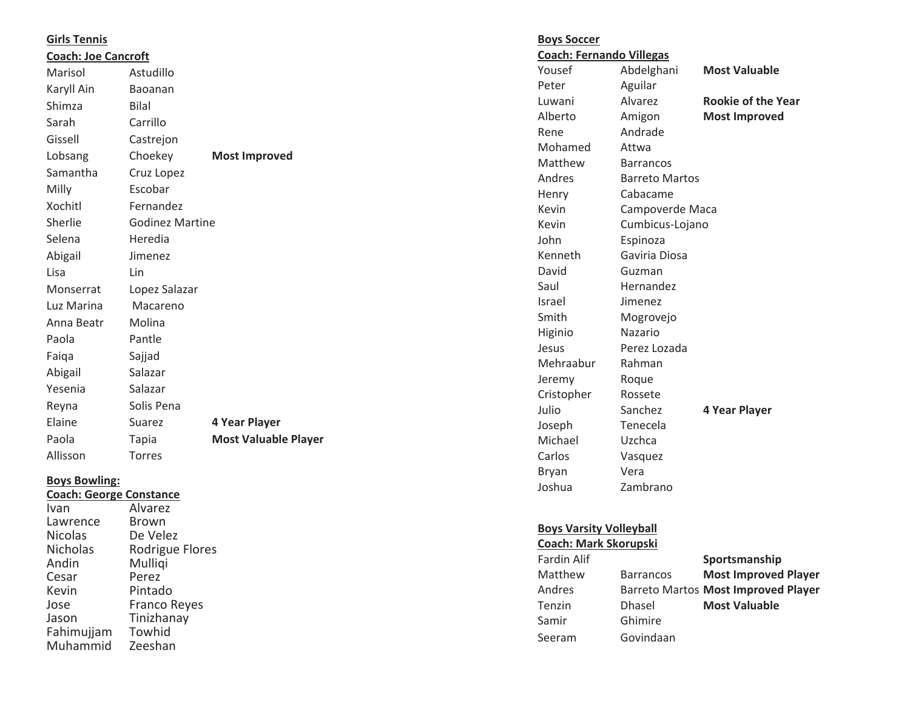**Girls Tennis**

**Coach: Joe Cancroft**

| | | |
|---|---|---|
| Marisol | Astudillo | |
| Karyll Ain | Baoanan | |
| Shimza | Bilal | |
| Sarah | Carrillo | |
| Gissell | Castrejon | |
| Lobsang | Choekey | **Most Improved** |
| Samantha | Cruz Lopez | |
| Milly | Escobar | |
| Xochitl | Fernandez | |
| Sherlie | Godinez Martine | |
| Selena | Heredia | |
| Abigail | Jimenez | |
| Lisa | Lin | |
| Monserrat | Lopez Salazar | |
| Luz Marina | Macareno | |
| Anna Beatr | Molina | |
| Paola | Pantle | |
| Faiqa | Sajjad | |
| Abigail | Salazar | |
| Yesenia | Salazar | |
| Reyna | Solis Pena | |
| Elaine | Suarez | **4 Year Player** |
| Paola | Tapia | **Most Valuable Player** |
| Allisson | Torres | |

**Boys Bowling:**

**Coach: George Constance**

| | |
|---|---|
| Ivan | Alvarez |
| Lawrence | Brown |
| Nicolas | De Velez |
| Nicholas | Rodrigue Flores |
| Andin | Mulliqi |
| Cesar | Perez |
| Kevin | Pintado |
| Jose | Franco Reyes |
| Jason | Tinizhanay |
| Fahimujjam | Towhid |
| Muhammid | Zeeshan |

**Boys Soccer**

**Coach: Fernando Villegas**

| | | |
|---|---|---|
| Yousef | Abdelghani | **Most Valuable** |
| Peter | Aguilar | |
| Luwani | Alvarez | **Rookie of the Year** |
| Alberto | Amigon | **Most Improved** |
| Rene | Andrade | |
| Mohamed | Attwa | |
| Matthew | Barrancos | |
| Andres | Barreto Martos | |
| Henry | Cabacame | |
| Kevin | Campoverde Maca | |
| Kevin | Cumbicus-Lojano | |
| John | Espinoza | |
| Kenneth | Gaviria Diosa | |
| David | Guzman | |
| Saul | Hernandez | |
| Israel | Jimenez | |
| Smith | Mogrovejo | |
| Higinio | Nazario | |
| Jesus | Perez Lozada | |
| Mehraabur | Rahman | |
| Jeremy | Roque | |
| Cristopher | Rossete | |
| Julio | Sanchez | **4 Year Player** |
| Joseph | Tenecela | |
| Michael | Uzchca | |
| Carlos | Vasquez | |
| Bryan | Vera | |
| Joshua | Zambrano | |

**Boys Varsity Volleyball**

**Coach: Mark Skorupski**

| | | |
|---|---|---|
| Fardin Alif | | **Sportsmanship** |
| Matthew | Barrancos | **Most Improved Player** |
| Andres | Barreto Martos | **Most Improved Player** |
| Tenzin | Dhasel | **Most Valuable** |
| Samir | Ghimire | |
| Seeram | Govindaan | |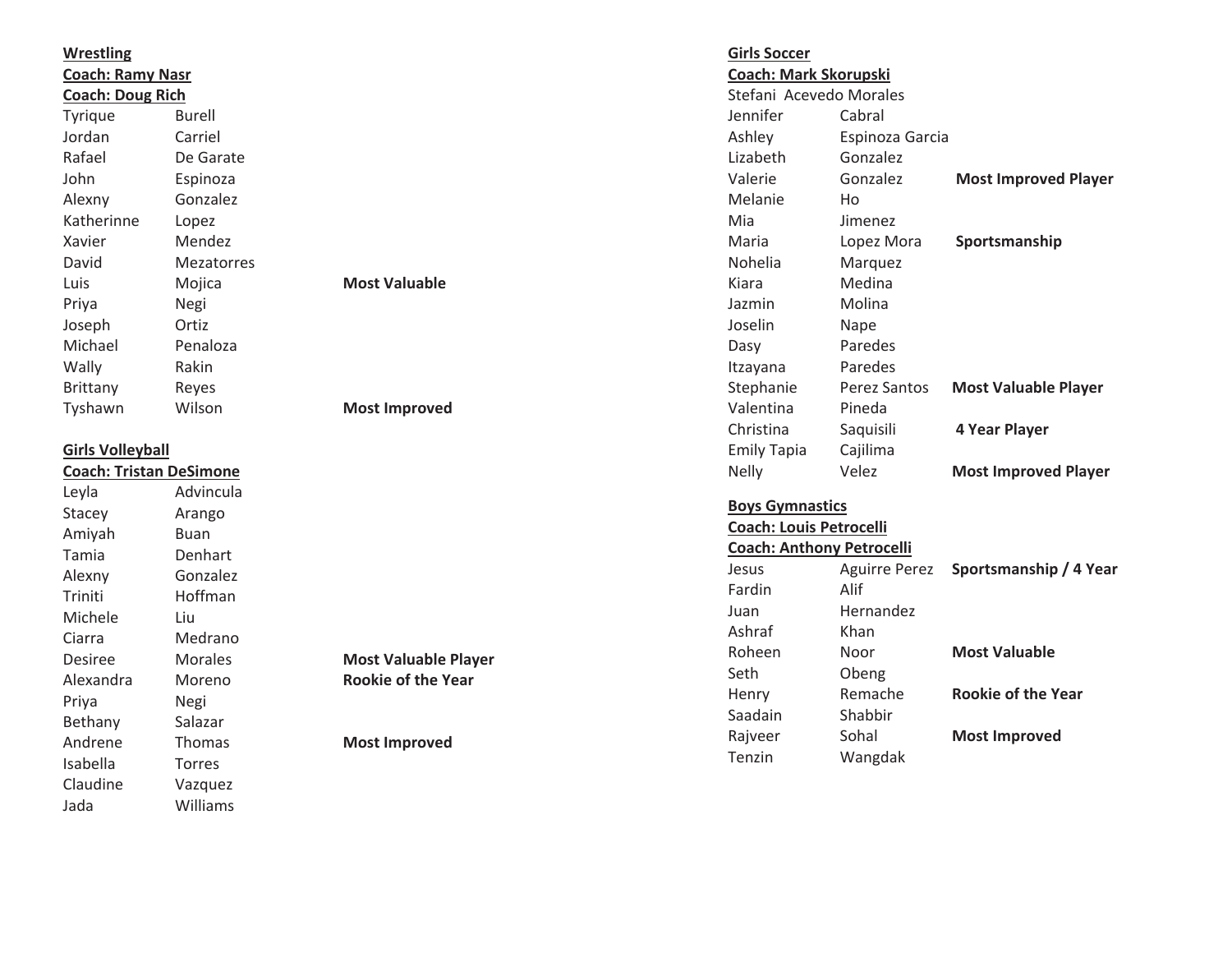**Wrestling**

**Coach: Ramy Nasr**

**Coach: Doug Rich**

| | | |
|---|---|---|
| Tyrique | Burell | |
| Jordan | Carriel | |
| Rafael | De Garate | |
| John | Espinoza | |
| Alexny | Gonzalez | |
| Katherinne | Lopez | |
| Xavier | Mendez | |
| David | Mezatorres | |
| Luis | Mojica | **Most Valuable** |
| Priya | Negi | |
| Joseph | Ortiz | |
| Michael | Penaloza | |
| Wally | Rakin | |
| Brittany | Reyes | |
| Tyshawn | Wilson | **Most Improved** |

**Girls Volleyball**

**Coach: Tristan DeSimone**

| | | |
|---|---|---|
| Leyla | Advincula | |
| Stacey | Arango | |
| Amiyah | Buan | |
| Tamia | Denhart | |
| Alexny | Gonzalez | |
| Triniti | Hoffman | |
| Michele | Liu | |
| Ciarra | Medrano | |
| Desiree | Morales | **Most Valuable Player** |
| Alexandra | Moreno | **Rookie of the Year** |
| Priya | Negi | |
| Bethany | Salazar | |
| Andrene | Thomas | **Most Improved** |
| Isabella | Torres | |
| Claudine | Vazquez | |
| Jada | Williams | |

**Girls Soccer**

**Coach: Mark Skorupski**

| | | |
|---|---|---|
| Stefani | Acevedo Morales | |
| Jennifer | Cabral | |
| Ashley | Espinoza Garcia | |
| Lizabeth | Gonzalez | |
| Valerie | Gonzalez | **Most Improved Player** |
| Melanie | Ho | |
| Mia | Jimenez | |
| Maria | Lopez Mora | **Sportsmanship** |
| Nohelia | Marquez | |
| Kiara | Medina | |
| Jazmin | Molina | |
| Joselin | Nape | |
| Dasy | Paredes | |
| Itzayana | Paredes | |
| Stephanie | Perez Santos | **Most Valuable Player** |
| Valentina | Pineda | |
| Christina | Saquisili | **4 Year Player** |
| Emily Tapia | Cajilima | |
| Nelly | Velez | **Most Improved Player** |

**Boys Gymnastics**

**Coach: Louis Petrocelli**

**Coach: Anthony Petrocelli**

| | | |
|---|---|---|
| Jesus | Aguirre Perez | **Sportsmanship / 4 Year** |
| Fardin | Alif | |
| Juan | Hernandez | |
| Ashraf | Khan | |
| Roheen | Noor | **Most Valuable** |
| Seth | Obeng | |
| Henry | Remache | **Rookie of the Year** |
| Saadain | Shabbir | |
| Rajveer | Sohal | **Most Improved** |
| Tenzin | Wangdak | |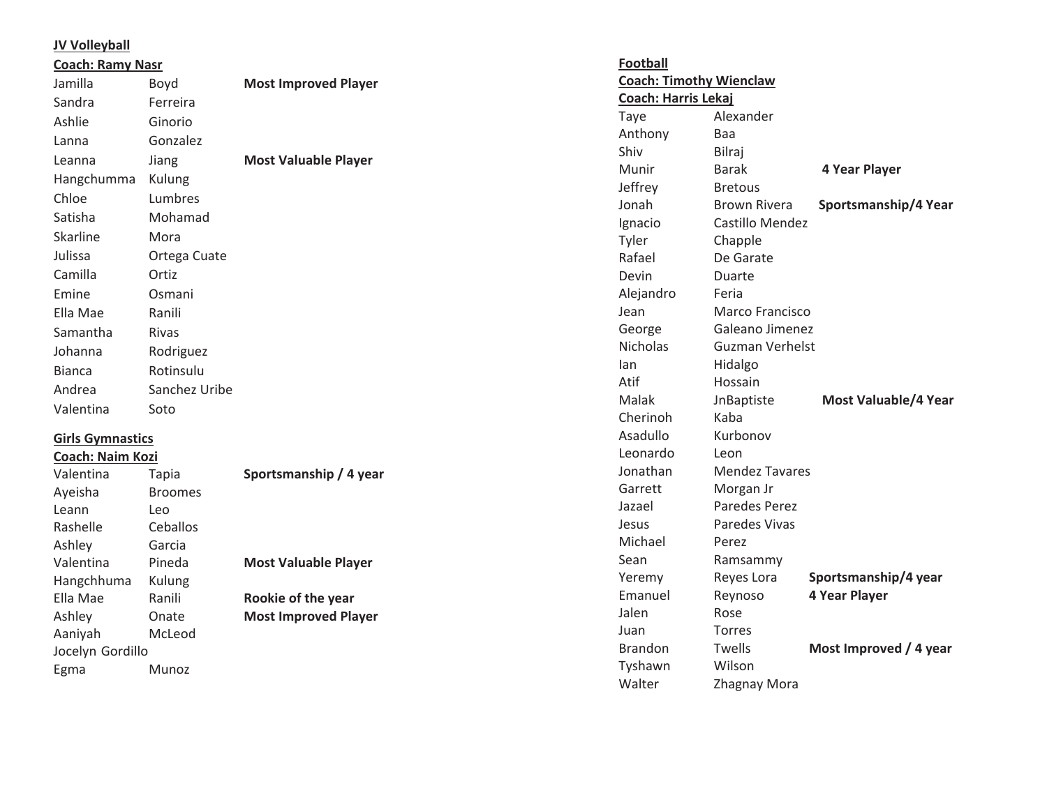**JV Volleyball**

**Coach: Ramy Nasr**

| | | |
|---|---|---|
| Jamilla | Boyd | **Most Improved Player** |
| Sandra | Ferreira | |
| Ashlie | Ginorio | |
| Lanna | Gonzalez | |
| Leanna | Jiang | **Most Valuable Player** |
| Hangchumma | Kulung | |
| Chloe | Lumbres | |
| Satisha | Mohamad | |
| Skarline | Mora | |
| Julissa | Ortega Cuate | |
| Camilla | Ortiz | |
| Emine | Osmani | |
| Ella Mae | Ranili | |
| Samantha | Rivas | |
| Johanna | Rodriguez | |
| Bianca | Rotinsulu | |
| Andrea | Sanchez Uribe | |
| Valentina | Soto | |

**Girls Gymnastics**

**Coach: Naim Kozi**

| | | |
|---|---|---|
| Valentina | Tapia | **Sportsmanship / 4 year** |
| Ayeisha | Broomes | |
| Leann | Leo | |
| Rashelle | Ceballos | |
| Ashley | Garcia | |
| Valentina | Pineda | **Most Valuable Player** |
| Hangchhuma | Kulung | |
| Ella Mae | Ranili | **Rookie of the year** |
| Ashley | Onate | **Most Improved Player** |
| Aaniyah | McLeod | |
| Jocelyn Gordillo | | |
| Egma | Munoz | |

**Football**

**Coach: Timothy Wienclaw**

**Coach: Harris Lekaj**

| | | |
|---|---|---|
| Taye | Alexander | |
| Anthony | Baa | |
| Shiv | Bilraj | |
| Munir | Barak | **4 Year Player** |
| Jeffrey | Bretous | |
| Jonah | Brown Rivera | **Sportsmanship/4 Year** |
| Ignacio | Castillo Mendez | |
| Tyler | Chapple | |
| Rafael | De Garate | |
| Devin | Duarte | |
| Alejandro | Feria | |
| Jean | Marco Francisco | |
| George | Galeano Jimenez | |
| Nicholas | Guzman Verhelst | |
| Ian | Hidalgo | |
| Atif | Hossain | |
| Malak | JnBaptiste | **Most Valuable/4 Year** |
| Cherinoh | Kaba | |
| Asadullo | Kurbonov | |
| Leonardo | Leon | |
| Jonathan | Mendez Tavares | |
| Garrett | Morgan Jr | |
| Jazael | Paredes Perez | |
| Jesus | Paredes Vivas | |
| Michael | Perez | |
| Sean | Ramsammy | |
| Yeremy | Reyes Lora | **Sportsmanship/4 year** |
| Emanuel | Reynoso | **4 Year Player** |
| Jalen | Rose | |
| Juan | Torres | |
| Brandon | Twells | **Most Improved / 4 year** |
| Tyshawn | Wilson | |
| Walter | Zhagnay Mora | |